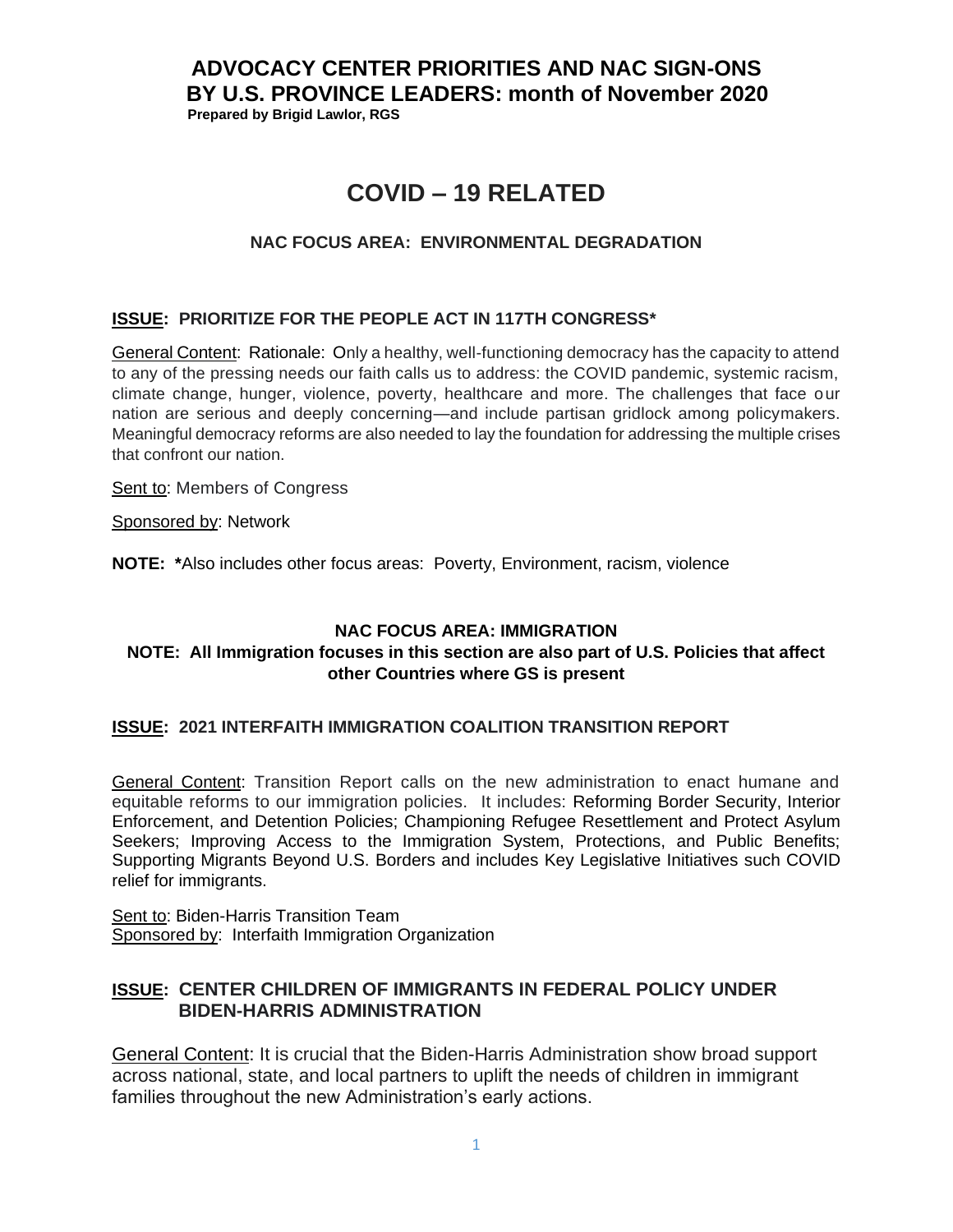# ADVOCACY CENTER PRIORITIES AND NAC SIGN-ONS BY U.S. PROVINCE LEADERS: month of November 2020

**Prepared by Brigid Lawlor, RGS**

# COVID – 19 RELATED

### NAC FOCUS AREA: ENVIRONMENTAL DEGRADATION

#### ISSUE: PRIORITIZE FOR THE PEOPLE ACT IN 117TH CONGRESS*

General Content: Rationale: Only a healthy, well-functioning democracy has the capacity to attend to any of the pressing needs our faith calls us to address: the COVID pandemic, systemic racism, climate change, hunger, violence, poverty, healthcare and more. The challenges that face our nation are serious and deeply concerning—and include partisan gridlock among policymakers. Meaningful democracy reforms are also needed to lay the foundation for addressing the multiple crises that confront our nation.

Sent to: Members of Congress

Sponsored by: Network

**NOTE: ***Also includes other focus areas: Poverty, Environment, racism, violence

### NAC FOCUS AREA: IMMIGRATION

**NOTE: All Immigration focuses in this section are also part of U.S. Policies that affect other Countries where GS is present**

#### ISSUE: 2021 INTERFAITH IMMIGRATION COALITION TRANSITION REPORT

General Content: Transition Report calls on the new administration to enact humane and equitable reforms to our immigration policies. It includes: Reforming Border Security, Interior Enforcement, and Detention Policies; Championing Refugee Resettlement and Protect Asylum Seekers; Improving Access to the Immigration System, Protections, and Public Benefits; Supporting Migrants Beyond U.S. Borders and includes Key Legislative Initiatives such COVID relief for immigrants.

Sent to: Biden-Harris Transition Team

Sponsored by: Interfaith Immigration Organization

#### ISSUE: CENTER CHILDREN OF IMMIGRANTS IN FEDERAL POLICY UNDER BIDEN-HARRIS ADMINISTRATION

General Content: It is crucial that the Biden-Harris Administration show broad support across national, state, and local partners to uplift the needs of children in immigrant families throughout the new Administration's early actions.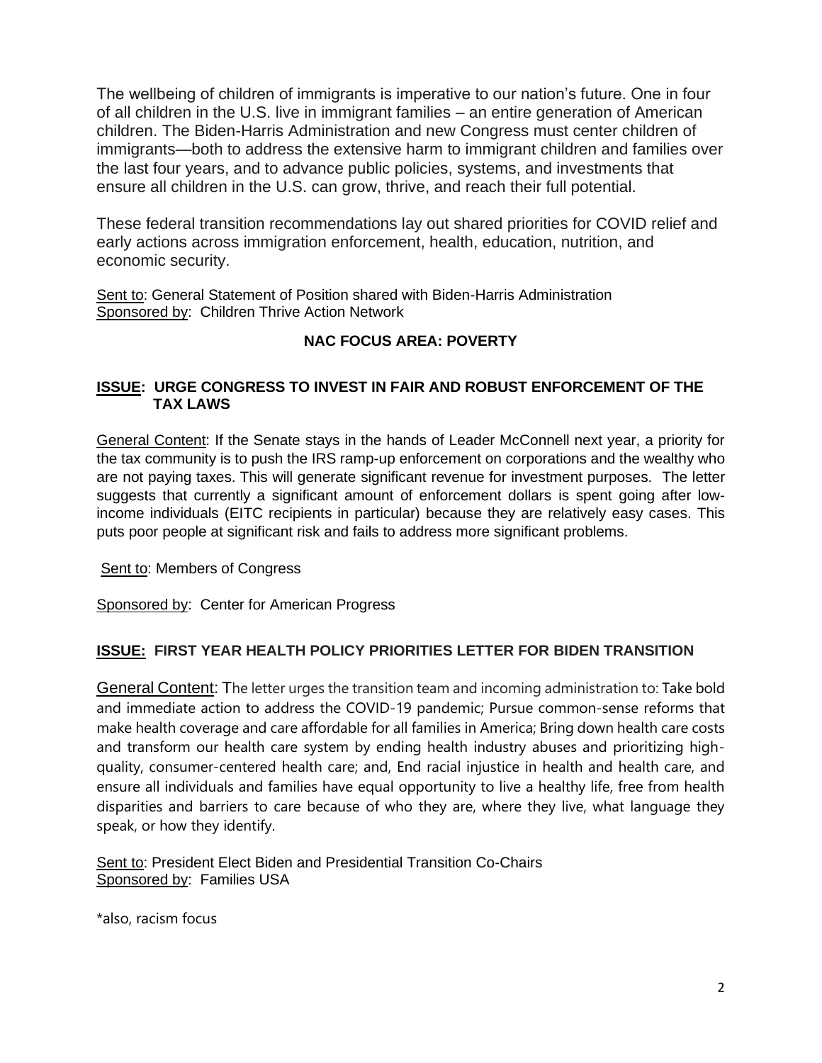The wellbeing of children of immigrants is imperative to our nation's future. One in four of all children in the U.S. live in immigrant families – an entire generation of American children. The Biden-Harris Administration and new Congress must center children of immigrants—both to address the extensive harm to immigrant children and families over the last four years, and to advance public policies, systems, and investments that ensure all children in the U.S. can grow, thrive, and reach their full potential.

These federal transition recommendations lay out shared priorities for COVID relief and early actions across immigration enforcement, health, education, nutrition, and economic security.

Sent to: General Statement of Position shared with Biden-Harris Administration
Sponsored by: Children Thrive Action Network

**NAC FOCUS AREA: POVERTY**

**ISSUE: URGE CONGRESS TO INVEST IN FAIR AND ROBUST ENFORCEMENT OF THE TAX LAWS**

General Content: If the Senate stays in the hands of Leader McConnell next year, a priority for the tax community is to push the IRS ramp-up enforcement on corporations and the wealthy who are not paying taxes. This will generate significant revenue for investment purposes. The letter suggests that currently a significant amount of enforcement dollars is spent going after low-income individuals (EITC recipients in particular) because they are relatively easy cases. This puts poor people at significant risk and fails to address more significant problems.

Sent to: Members of Congress

Sponsored by: Center for American Progress

**ISSUE: FIRST YEAR HEALTH POLICY PRIORITIES LETTER FOR BIDEN TRANSITION**

General Content: The letter urges the transition team and incoming administration to: Take bold and immediate action to address the COVID-19 pandemic; Pursue common-sense reforms that make health coverage and care affordable for all families in America; Bring down health care costs and transform our health care system by ending health industry abuses and prioritizing high-quality, consumer-centered health care; and, End racial injustice in health and health care, and ensure all individuals and families have equal opportunity to live a healthy life, free from health disparities and barriers to care because of who they are, where they live, what language they speak, or how they identify.

Sent to: President Elect Biden and Presidential Transition Co-Chairs
Sponsored by: Families USA

*also, racism focus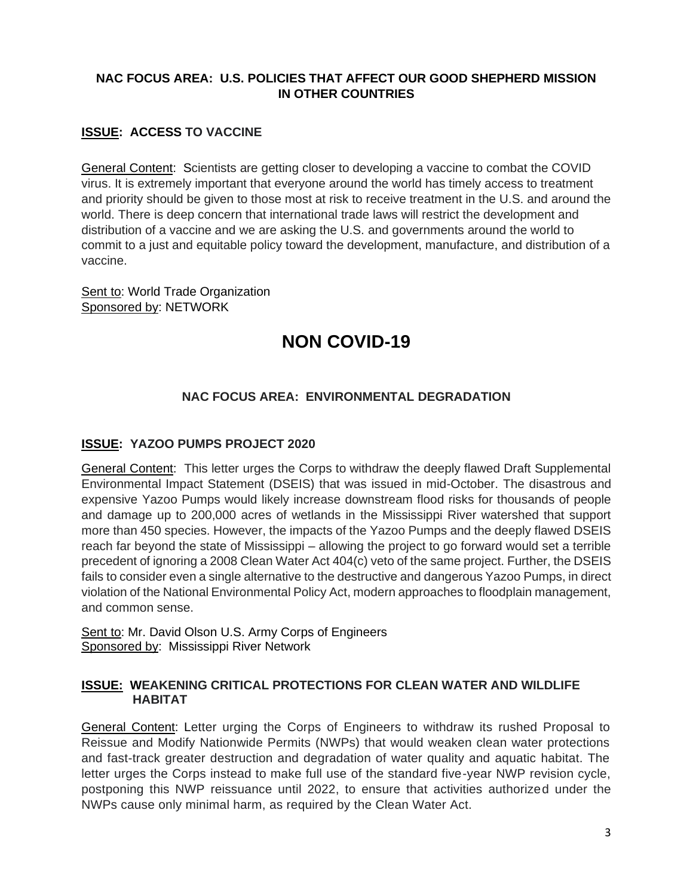**NAC FOCUS AREA: U.S. POLICIES THAT AFFECT OUR GOOD SHEPHERD MISSION IN OTHER COUNTRIES**

**ISSUE: ACCESS TO VACCINE**

General Content: Scientists are getting closer to developing a vaccine to combat the COVID virus. It is extremely important that everyone around the world has timely access to treatment and priority should be given to those most at risk to receive treatment in the U.S. and around the world. There is deep concern that international trade laws will restrict the development and distribution of a vaccine and we are asking the U.S. and governments around the world to commit to a just and equitable policy toward the development, manufacture, and distribution of a vaccine.

Sent to: World Trade Organization
Sponsored by: NETWORK

# NON COVID-19

**NAC FOCUS AREA: ENVIRONMENTAL DEGRADATION**

**ISSUE: YAZOO PUMPS PROJECT 2020**

General Content: This letter urges the Corps to withdraw the deeply flawed Draft Supplemental Environmental Impact Statement (DSEIS) that was issued in mid-October. The disastrous and expensive Yazoo Pumps would likely increase downstream flood risks for thousands of people and damage up to 200,000 acres of wetlands in the Mississippi River watershed that support more than 450 species. However, the impacts of the Yazoo Pumps and the deeply flawed DSEIS reach far beyond the state of Mississippi – allowing the project to go forward would set a terrible precedent of ignoring a 2008 Clean Water Act 404(c) veto of the same project. Further, the DSEIS fails to consider even a single alternative to the destructive and dangerous Yazoo Pumps, in direct violation of the National Environmental Policy Act, modern approaches to floodplain management, and common sense.

Sent to: Mr. David Olson U.S. Army Corps of Engineers
Sponsored by: Mississippi River Network

**ISSUE: WEAKENING CRITICAL PROTECTIONS FOR CLEAN WATER AND WILDLIFE HABITAT**

General Content: Letter urging the Corps of Engineers to withdraw its rushed Proposal to Reissue and Modify Nationwide Permits (NWPs) that would weaken clean water protections and fast-track greater destruction and degradation of water quality and aquatic habitat. The letter urges the Corps instead to make full use of the standard five-year NWP revision cycle, postponing this NWP reissuance until 2022, to ensure that activities authorized under the NWPs cause only minimal harm, as required by the Clean Water Act.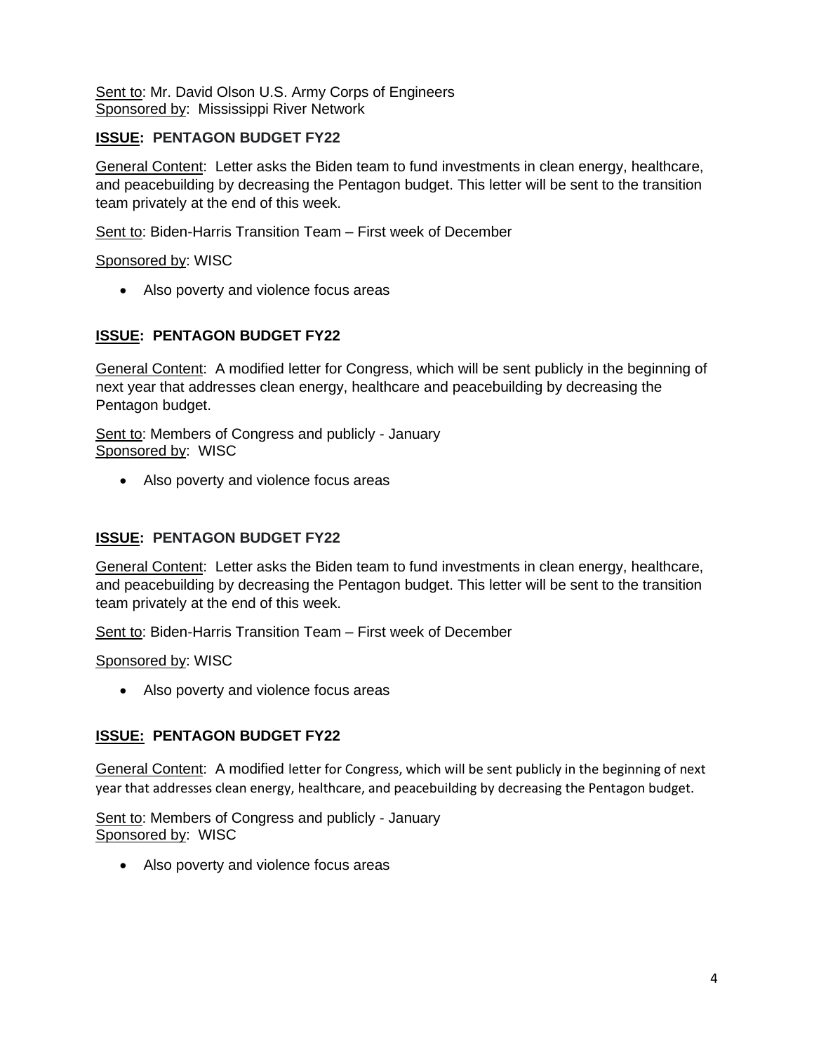Sent to: Mr. David Olson U.S. Army Corps of Engineers
Sponsored by: Mississippi River Network

**ISSUE: PENTAGON BUDGET FY22**

General Content: Letter asks the Biden team to fund investments in clean energy, healthcare, and peacebuilding by decreasing the Pentagon budget. This letter will be sent to the transition team privately at the end of this week.

Sent to: Biden-Harris Transition Team – First week of December

Sponsored by: WISC

- Also poverty and violence focus areas

**ISSUE: PENTAGON BUDGET FY22**

General Content: A modified letter for Congress, which will be sent publicly in the beginning of next year that addresses clean energy, healthcare and peacebuilding by decreasing the Pentagon budget.

Sent to: Members of Congress and publicly - January
Sponsored by: WISC

- Also poverty and violence focus areas

**ISSUE: PENTAGON BUDGET FY22**

General Content: Letter asks the Biden team to fund investments in clean energy, healthcare, and peacebuilding by decreasing the Pentagon budget. This letter will be sent to the transition team privately at the end of this week.

Sent to: Biden-Harris Transition Team – First week of December

Sponsored by: WISC

- Also poverty and violence focus areas

**ISSUE: PENTAGON BUDGET FY22**

General Content: A modified letter for Congress, which will be sent publicly in the beginning of next year that addresses clean energy, healthcare, and peacebuilding by decreasing the Pentagon budget.

Sent to: Members of Congress and publicly - January
Sponsored by: WISC

- Also poverty and violence focus areas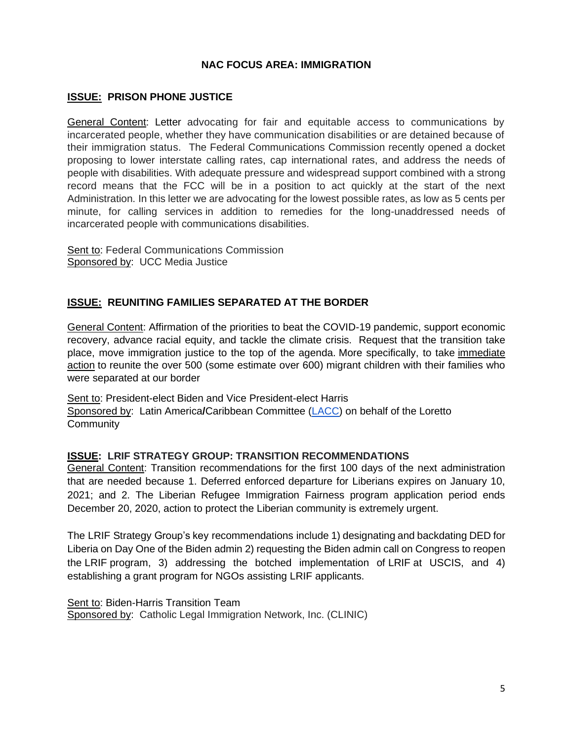## NAC FOCUS AREA: IMMIGRATION

### ISSUE: PRISON PHONE JUSTICE

General Content: Letter advocating for fair and equitable access to communications by incarcerated people, whether they have communication disabilities or are detained because of their immigration status. The Federal Communications Commission recently opened a docket proposing to lower interstate calling rates, cap international rates, and address the needs of people with disabilities. With adequate pressure and widespread support combined with a strong record means that the FCC will be in a position to act quickly at the start of the next Administration. In this letter we are advocating for the lowest possible rates, as low as 5 cents per minute, for calling services in addition to remedies for the long-unaddressed needs of incarcerated people with communications disabilities.

Sent to: Federal Communications Commission
Sponsored by: UCC Media Justice

### ISSUE: REUNITING FAMILIES SEPARATED AT THE BORDER

General Content: Affirmation of the priorities to beat the COVID-19 pandemic, support economic recovery, advance racial equity, and tackle the climate crisis. Request that the transition take place, move immigration justice to the top of the agenda. More specifically, to take immediate action to reunite the over 500 (some estimate over 600) migrant children with their families who were separated at our border

Sent to: President-elect Biden and Vice President-elect Harris
Sponsored by: Latin America/Caribbean Committee (LACC) on behalf of the Loretto Community

### ISSUE: LRIF STRATEGY GROUP: TRANSITION RECOMMENDATIONS

General Content: Transition recommendations for the first 100 days of the next administration that are needed because 1. Deferred enforced departure for Liberians expires on January 10, 2021; and 2. The Liberian Refugee Immigration Fairness program application period ends December 20, 2020, action to protect the Liberian community is extremely urgent.

The LRIF Strategy Group's key recommendations include 1) designating and backdating DED for Liberia on Day One of the Biden admin 2) requesting the Biden admin call on Congress to reopen the LRIF program, 3) addressing the botched implementation of LRIF at USCIS, and 4) establishing a grant program for NGOs assisting LRIF applicants.

Sent to: Biden-Harris Transition Team
Sponsored by: Catholic Legal Immigration Network, Inc. (CLINIC)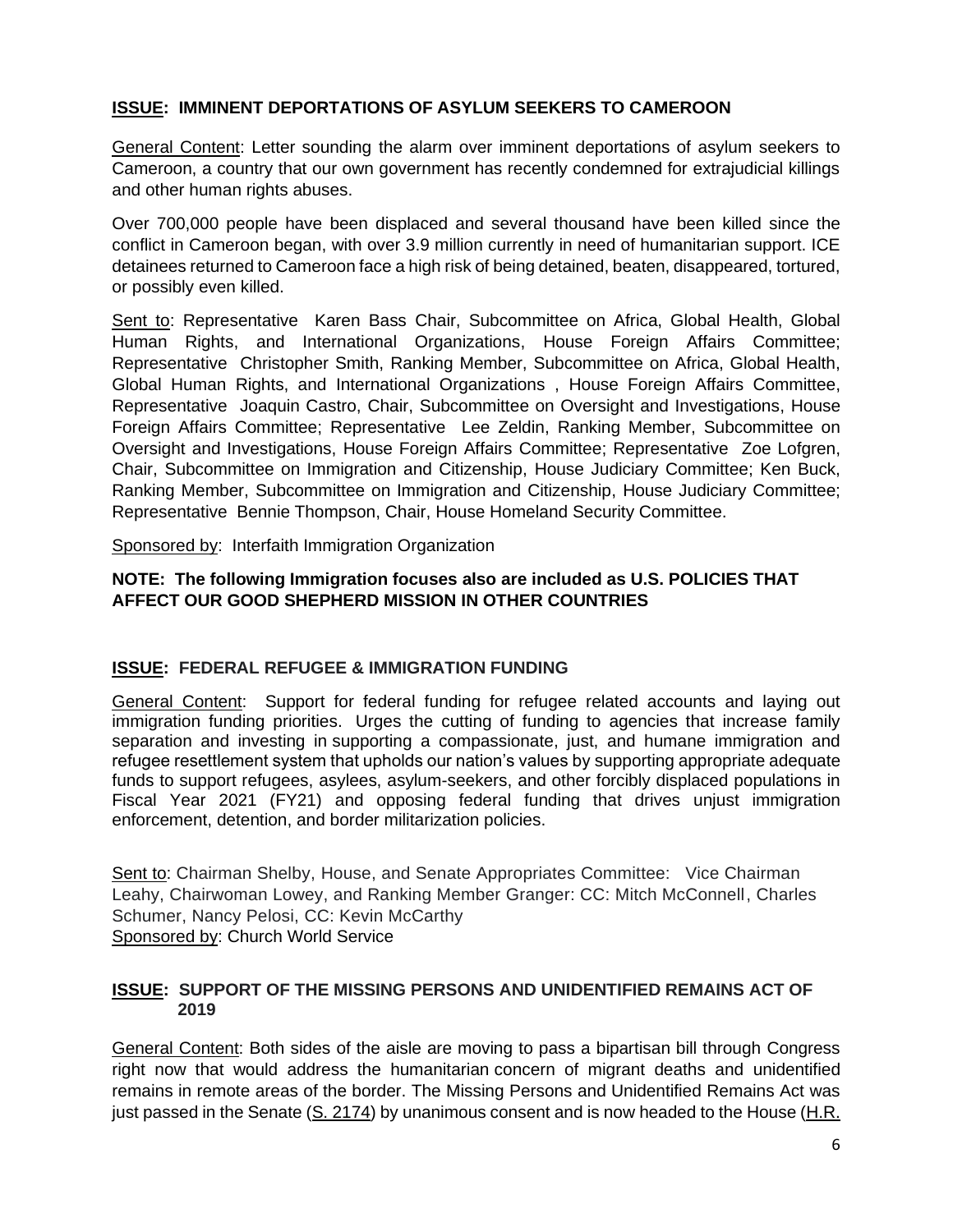**ISSUE: IMMINENT DEPORTATIONS OF ASYLUM SEEKERS TO CAMEROON**

General Content: Letter sounding the alarm over imminent deportations of asylum seekers to Cameroon, a country that our own government has recently condemned for extrajudicial killings and other human rights abuses.

Over 700,000 people have been displaced and several thousand have been killed since the conflict in Cameroon began, with over 3.9 million currently in need of humanitarian support. ICE detainees returned to Cameroon face a high risk of being detained, beaten, disappeared, tortured, or possibly even killed.

Sent to: Representative Karen Bass Chair, Subcommittee on Africa, Global Health, Global Human Rights, and International Organizations, House Foreign Affairs Committee; Representative Christopher Smith, Ranking Member, Subcommittee on Africa, Global Health, Global Human Rights, and International Organizations , House Foreign Affairs Committee, Representative Joaquin Castro, Chair, Subcommittee on Oversight and Investigations, House Foreign Affairs Committee; Representative Lee Zeldin, Ranking Member, Subcommittee on Oversight and Investigations, House Foreign Affairs Committee; Representative Zoe Lofgren, Chair, Subcommittee on Immigration and Citizenship, House Judiciary Committee; Ken Buck, Ranking Member, Subcommittee on Immigration and Citizenship, House Judiciary Committee; Representative Bennie Thompson, Chair, House Homeland Security Committee.

Sponsored by: Interfaith Immigration Organization

**NOTE: The following Immigration focuses also are included as U.S. POLICIES THAT AFFECT OUR GOOD SHEPHERD MISSION IN OTHER COUNTRIES**

**ISSUE: FEDERAL REFUGEE & IMMIGRATION FUNDING**

General Content: Support for federal funding for refugee related accounts and laying out immigration funding priorities. Urges the cutting of funding to agencies that increase family separation and investing in supporting a compassionate, just, and humane immigration and refugee resettlement system that upholds our nation's values by supporting appropriate adequate funds to support refugees, asylees, asylum-seekers, and other forcibly displaced populations in Fiscal Year 2021 (FY21) and opposing federal funding that drives unjust immigration enforcement, detention, and border militarization policies.

Sent to: Chairman Shelby, House, and Senate Appropriates Committee: Vice Chairman Leahy, Chairwoman Lowey, and Ranking Member Granger: CC: Mitch McConnell, Charles Schumer, Nancy Pelosi, CC: Kevin McCarthy
Sponsored by: Church World Service

**ISSUE: SUPPORT OF THE MISSING PERSONS AND UNIDENTIFIED REMAINS ACT OF 2019**

General Content: Both sides of the aisle are moving to pass a bipartisan bill through Congress right now that would address the humanitarian concern of migrant deaths and unidentified remains in remote areas of the border. The Missing Persons and Unidentified Remains Act was just passed in the Senate (S. 2174) by unanimous consent and is now headed to the House (H.R.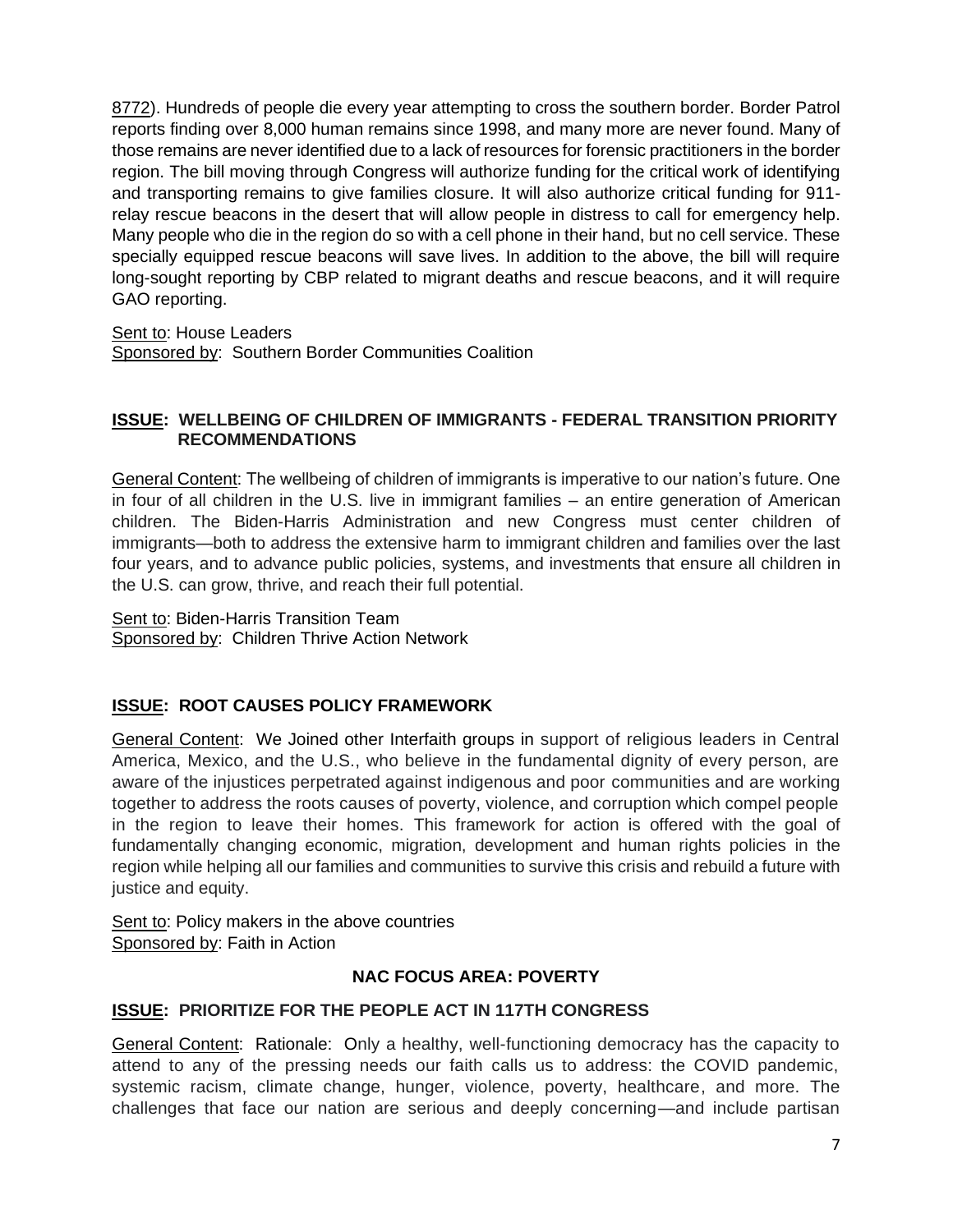8772). Hundreds of people die every year attempting to cross the southern border. Border Patrol reports finding over 8,000 human remains since 1998, and many more are never found. Many of those remains are never identified due to a lack of resources for forensic practitioners in the border region. The bill moving through Congress will authorize funding for the critical work of identifying and transporting remains to give families closure. It will also authorize critical funding for 911-relay rescue beacons in the desert that will allow people in distress to call for emergency help. Many people who die in the region do so with a cell phone in their hand, but no cell service. These specially equipped rescue beacons will save lives. In addition to the above, the bill will require long-sought reporting by CBP related to migrant deaths and rescue beacons, and it will require GAO reporting.

Sent to: House Leaders
Sponsored by: Southern Border Communities Coalition

**ISSUE: WELLBEING OF CHILDREN OF IMMIGRANTS - FEDERAL TRANSITION PRIORITY RECOMMENDATIONS**

General Content: The wellbeing of children of immigrants is imperative to our nation's future. One in four of all children in the U.S. live in immigrant families – an entire generation of American children. The Biden-Harris Administration and new Congress must center children of immigrants—both to address the extensive harm to immigrant children and families over the last four years, and to advance public policies, systems, and investments that ensure all children in the U.S. can grow, thrive, and reach their full potential.

Sent to: Biden-Harris Transition Team
Sponsored by: Children Thrive Action Network

**ISSUE: ROOT CAUSES POLICY FRAMEWORK**

General Content: We Joined other Interfaith groups in support of religious leaders in Central America, Mexico, and the U.S., who believe in the fundamental dignity of every person, are aware of the injustices perpetrated against indigenous and poor communities and are working together to address the roots causes of poverty, violence, and corruption which compel people in the region to leave their homes. This framework for action is offered with the goal of fundamentally changing economic, migration, development and human rights policies in the region while helping all our families and communities to survive this crisis and rebuild a future with justice and equity.

Sent to: Policy makers in the above countries
Sponsored by: Faith in Action

**NAC FOCUS AREA: POVERTY**

**ISSUE: PRIORITIZE FOR THE PEOPLE ACT IN 117TH CONGRESS**

General Content: Rationale: Only a healthy, well-functioning democracy has the capacity to attend to any of the pressing needs our faith calls us to address: the COVID pandemic, systemic racism, climate change, hunger, violence, poverty, healthcare, and more. The challenges that face our nation are serious and deeply concerning—and include partisan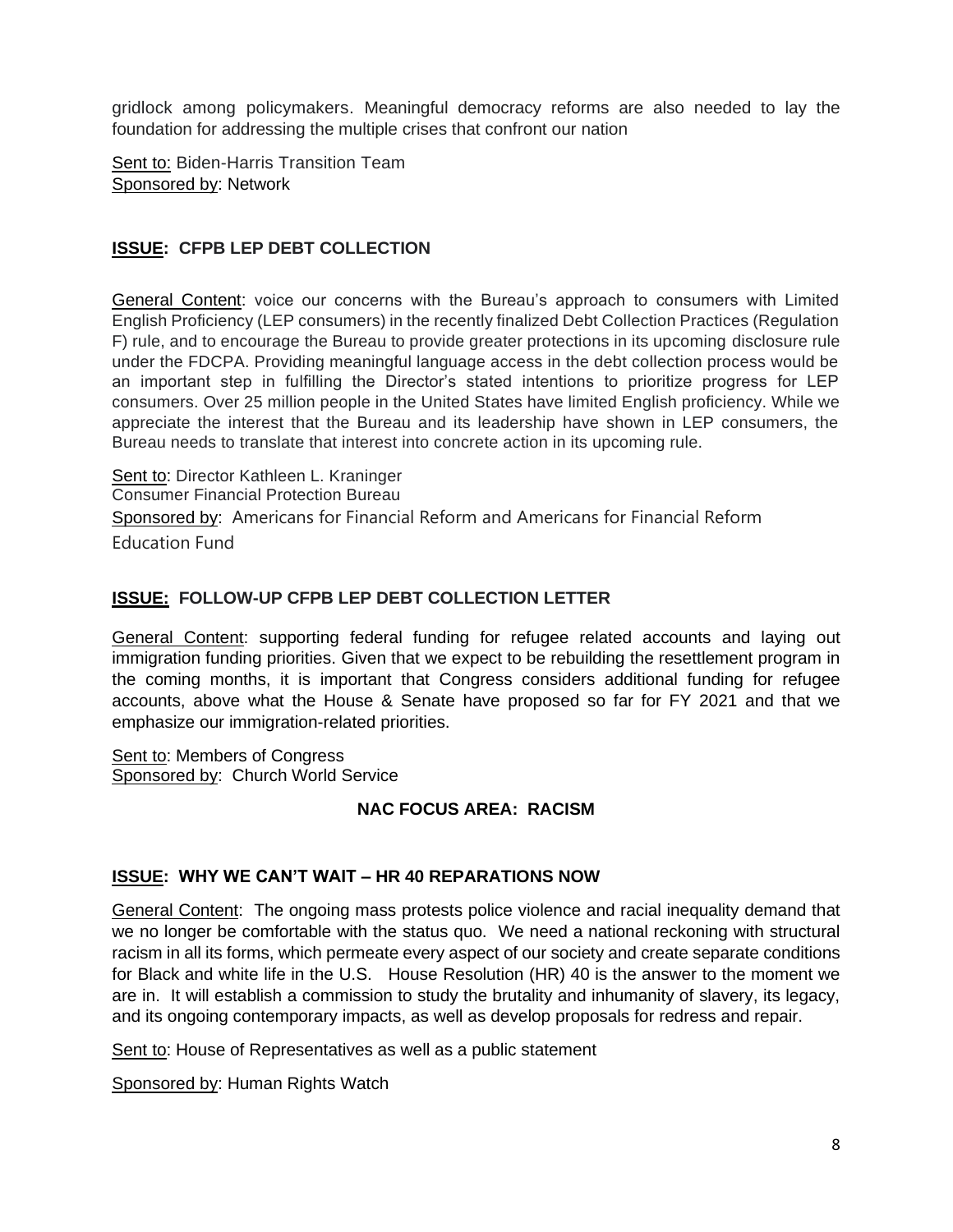gridlock among policymakers. Meaningful democracy reforms are also needed to lay the foundation for addressing the multiple crises that confront our nation

Sent to: Biden-Harris Transition Team
Sponsored by: Network

### ISSUE: CFPB LEP DEBT COLLECTION

General Content: voice our concerns with the Bureau's approach to consumers with Limited English Proficiency (LEP consumers) in the recently finalized Debt Collection Practices (Regulation F) rule, and to encourage the Bureau to provide greater protections in its upcoming disclosure rule under the FDCPA. Providing meaningful language access in the debt collection process would be an important step in fulfilling the Director's stated intentions to prioritize progress for LEP consumers. Over 25 million people in the United States have limited English proficiency. While we appreciate the interest that the Bureau and its leadership have shown in LEP consumers, the Bureau needs to translate that interest into concrete action in its upcoming rule.

Sent to: Director Kathleen L. Kraninger
Consumer Financial Protection Bureau
Sponsored by: Americans for Financial Reform and Americans for Financial Reform Education Fund

### ISSUE: FOLLOW-UP CFPB LEP DEBT COLLECTION LETTER

General Content: supporting federal funding for refugee related accounts and laying out immigration funding priorities. Given that we expect to be rebuilding the resettlement program in the coming months, it is important that Congress considers additional funding for refugee accounts, above what the House & Senate have proposed so far for FY 2021 and that we emphasize our immigration-related priorities.

Sent to: Members of Congress
Sponsored by: Church World Service

## NAC FOCUS AREA: RACISM

### ISSUE: WHY WE CAN'T WAIT – HR 40 REPARATIONS NOW

General Content: The ongoing mass protests police violence and racial inequality demand that we no longer be comfortable with the status quo. We need a national reckoning with structural racism in all its forms, which permeate every aspect of our society and create separate conditions for Black and white life in the U.S. House Resolution (HR) 40 is the answer to the moment we are in. It will establish a commission to study the brutality and inhumanity of slavery, its legacy, and its ongoing contemporary impacts, as well as develop proposals for redress and repair.

Sent to: House of Representatives as well as a public statement

Sponsored by: Human Rights Watch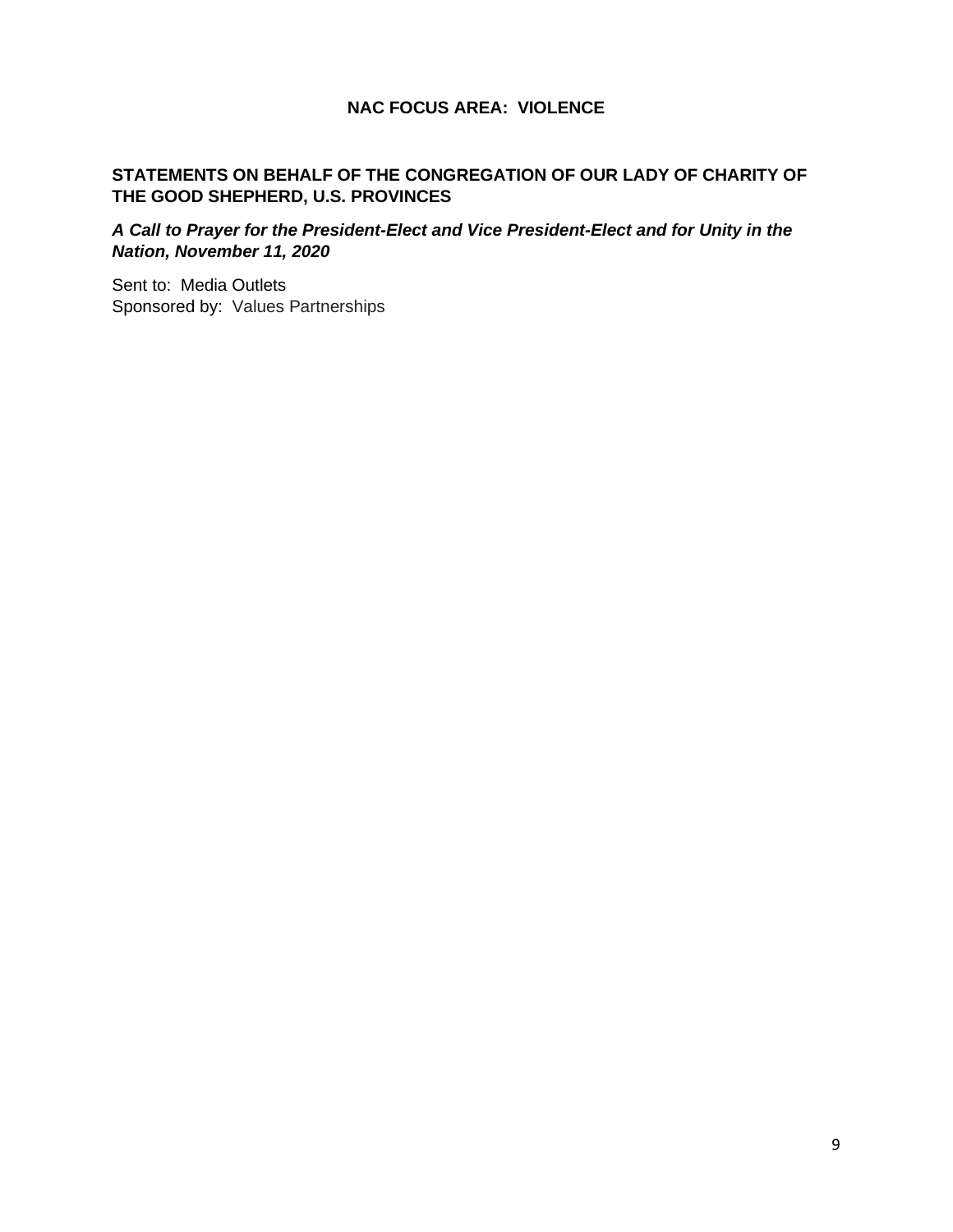## NAC FOCUS AREA: VIOLENCE

### STATEMENTS ON BEHALF OF THE CONGREGATION OF OUR LADY OF CHARITY OF THE GOOD SHEPHERD, U.S. PROVINCES

***A Call to Prayer for the President-Elect and Vice President-Elect and for Unity in the Nation, November 11, 2020***

Sent to: Media Outlets
Sponsored by: Values Partnerships